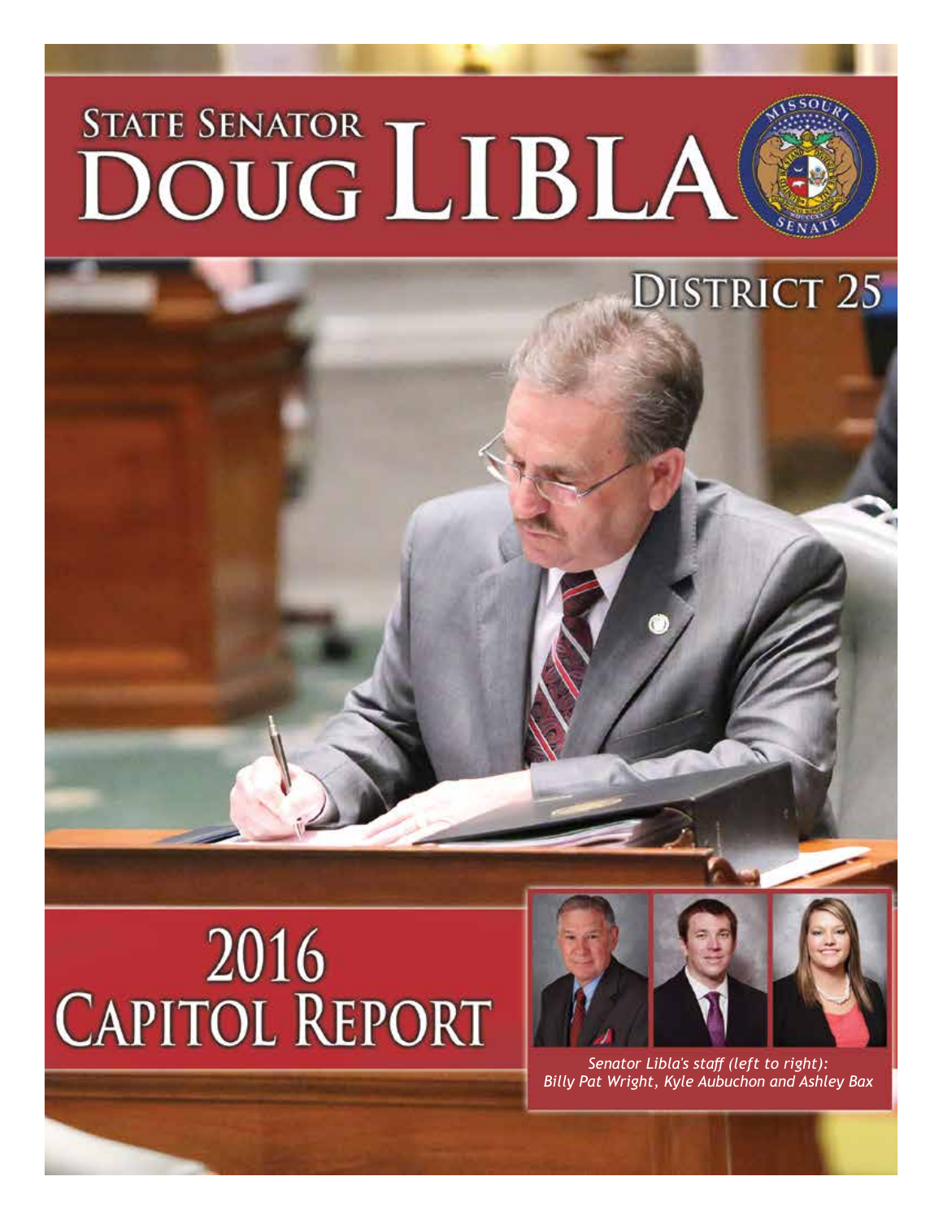# State Senator Doug Libla

## District 25

# 2016 Capitol Report

*Senator Libla's staff (left to right): Billy Pat Wright, Kyle Aubuchon and Ashley Bax*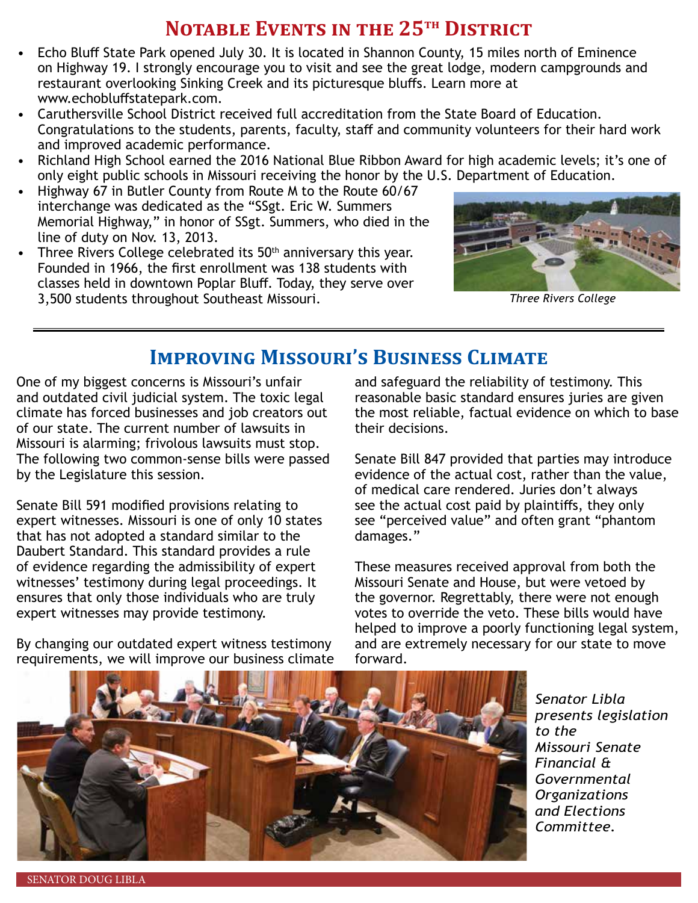## Notable Events in the 25th District

- Echo Bluff State Park opened July 30. It is located in Shannon County, 15 miles north of Eminence on Highway 19. I strongly encourage you to visit and see the great lodge, modern campgrounds and restaurant overlooking Sinking Creek and its picturesque bluffs. Learn more at www.echobluffstatepark.com.
- Caruthersville School District received full accreditation from the State Board of Education. Congratulations to the students, parents, faculty, staff and community volunteers for their hard work and improved academic performance.
- Richland High School earned the 2016 National Blue Ribbon Award for high academic levels; it's one of only eight public schools in Missouri receiving the honor by the U.S. Department of Education.
- Highway 67 in Butler County from Route M to the Route 60/67 interchange was dedicated as the "SSgt. Eric W. Summers Memorial Highway," in honor of SSgt. Summers, who died in the line of duty on Nov. 13, 2013.
- Three Rivers College celebrated its 50th anniversary this year. Founded in 1966, the first enrollment was 138 students with classes held in downtown Poplar Bluff. Today, they serve over 3,500 students throughout Southeast Missouri.

*Three Rivers College*

## Improving Missouri's Business Climate

One of my biggest concerns is Missouri's unfair and outdated civil judicial system. The toxic legal climate has forced businesses and job creators out of our state. The current number of lawsuits in Missouri is alarming; frivolous lawsuits must stop. The following two common-sense bills were passed by the Legislature this session.

Senate Bill 591 modified provisions relating to expert witnesses. Missouri is one of only 10 states that has not adopted a standard similar to the Daubert Standard. This standard provides a rule of evidence regarding the admissibility of expert witnesses' testimony during legal proceedings. It ensures that only those individuals who are truly expert witnesses may provide testimony.

By changing our outdated expert witness testimony requirements, we will improve our business climate and safeguard the reliability of testimony. This reasonable basic standard ensures juries are given the most reliable, factual evidence on which to base their decisions.

Senate Bill 847 provided that parties may introduce evidence of the actual cost, rather than the value, of medical care rendered. Juries don't always see the actual cost paid by plaintiffs, they only see "perceived value" and often grant "phantom damages."

These measures received approval from both the Missouri Senate and House, but were vetoed by the governor. Regrettably, there were not enough votes to override the veto. These bills would have helped to improve a poorly functioning legal system, and are extremely necessary for our state to move forward.

*Senator Libla presents legislation to the Missouri Senate Financial & Governmental Organizations and Elections Committee.*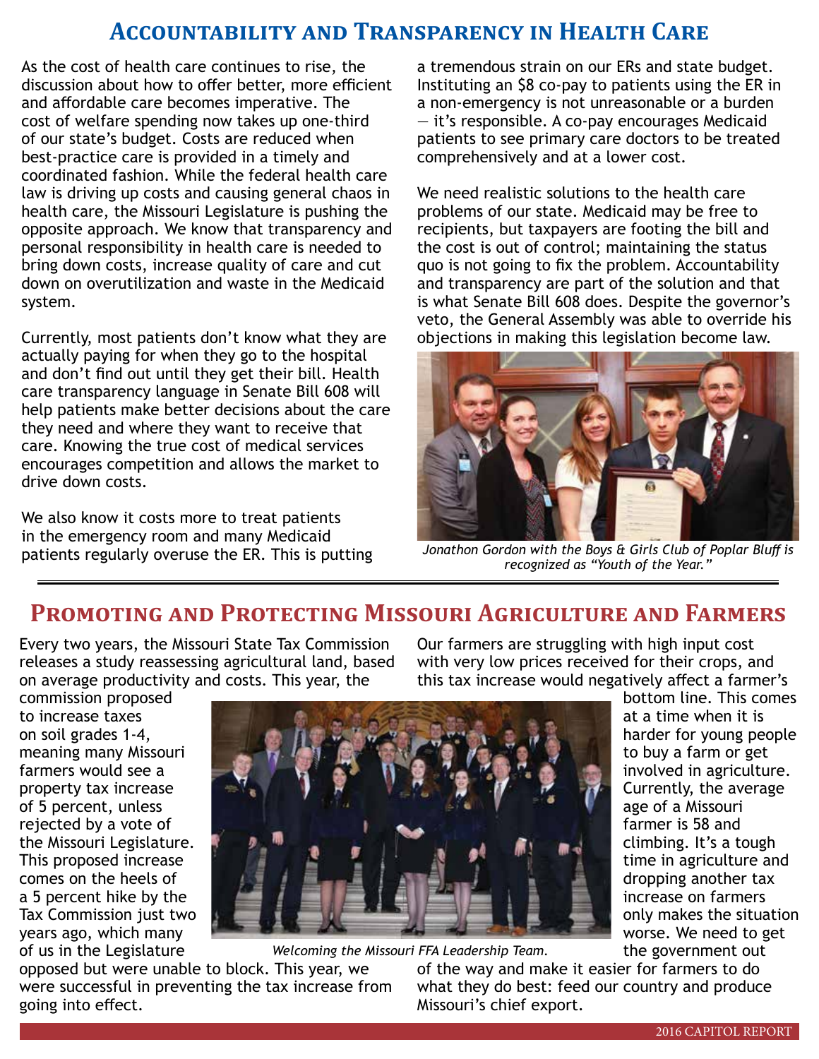## Accountability and Transparency in Health Care

As the cost of health care continues to rise, the discussion about how to offer better, more efficient and affordable care becomes imperative. The cost of welfare spending now takes up one-third of our state's budget. Costs are reduced when best-practice care is provided in a timely and coordinated fashion. While the federal health care law is driving up costs and causing general chaos in health care, the Missouri Legislature is pushing the opposite approach. We know that transparency and personal responsibility in health care is needed to bring down costs, increase quality of care and cut down on overutilization and waste in the Medicaid system.

Currently, most patients don't know what they are actually paying for when they go to the hospital and don't find out until they get their bill. Health care transparency language in Senate Bill 608 will help patients make better decisions about the care they need and where they want to receive that care. Knowing the true cost of medical services encourages competition and allows the market to drive down costs.

We also know it costs more to treat patients in the emergency room and many Medicaid patients regularly overuse the ER. This is putting a tremendous strain on our ERs and state budget. Instituting an $8 co-pay to patients using the ER in a non-emergency is not unreasonable or a burden — it's responsible. A co-pay encourages Medicaid patients to see primary care doctors to be treated comprehensively and at a lower cost.

We need realistic solutions to the health care problems of our state. Medicaid may be free to recipients, but taxpayers are footing the bill and the cost is out of control; maintaining the status quo is not going to fix the problem. Accountability and transparency are part of the solution and that is what Senate Bill 608 does. Despite the governor's veto, the General Assembly was able to override his objections in making this legislation become law.

*Jonathon Gordon with the Boys & Girls Club of Poplar Bluff is recognized as "Youth of the Year."*

## Promoting and Protecting Missouri Agriculture and Farmers

Every two years, the Missouri State Tax Commission releases a study reassessing agricultural land, based on average productivity and costs. This year, the commission proposed to increase taxes on soil grades 1-4, meaning many Missouri farmers would see a property tax increase of 5 percent, unless rejected by a vote of the Missouri Legislature. This proposed increase comes on the heels of a 5 percent hike by the Tax Commission just two years ago, which many of us in the Legislature opposed but were unable to block. This year, we were successful in preventing the tax increase from going into effect.

*Welcoming the Missouri FFA Leadership Team.*

Our farmers are struggling with high input cost with very low prices received for their crops, and this tax increase would negatively affect a farmer's bottom line. This comes at a time when it is harder for young people to buy a farm or get involved in agriculture. Currently, the average age of a Missouri farmer is 58 and climbing. It's a tough time in agriculture and dropping another tax increase on farmers only makes the situation worse. We need to get the government out of the way and make it easier for farmers to do what they do best: feed our country and produce Missouri's chief export.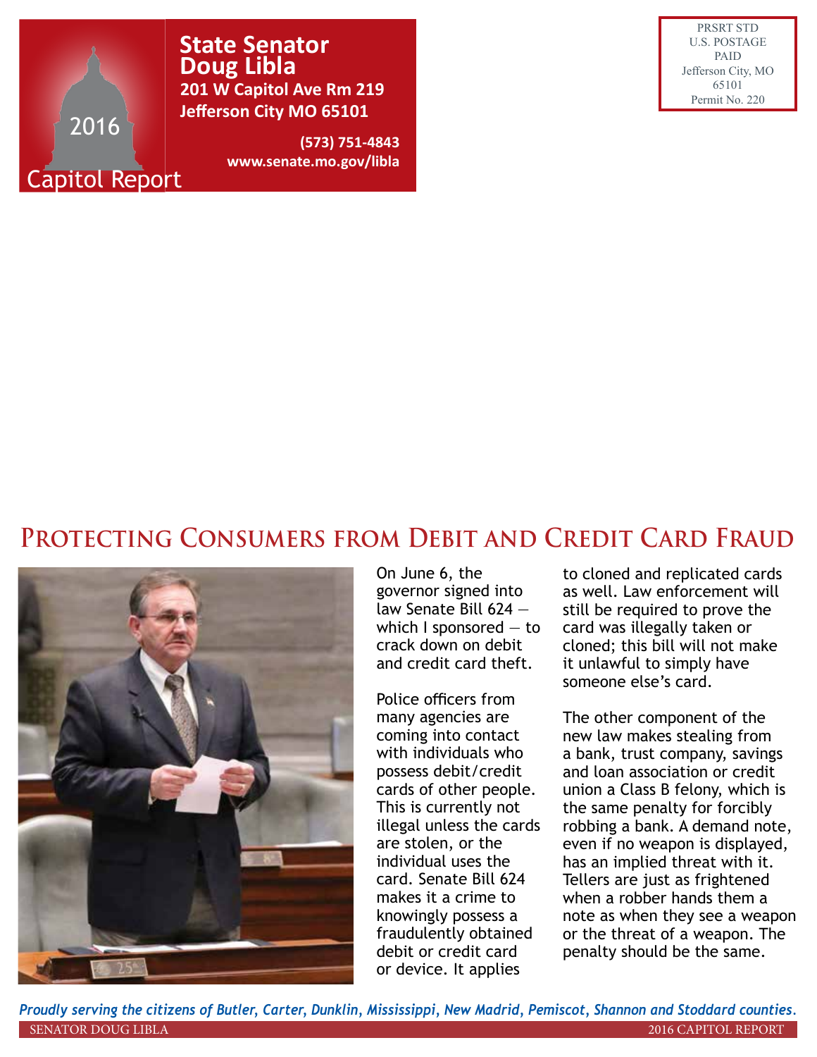**State Senator Doug Libla**
**201 W Capitol Ave Rm 219**
**Jefferson City MO 65101**

**(573) 751-4843**
**www.senate.mo.gov/libla**

2016 Capitol Report

PRSRT STD
U.S. POSTAGE
PAID
Jefferson City, MO
65101
Permit No. 220

# Protecting Consumers from Debit and Credit Card Fraud

On June 6, the governor signed into law Senate Bill 624 — which I sponsored — to crack down on debit and credit card theft.

Police officers from many agencies are coming into contact with individuals who possess debit/credit cards of other people. This is currently not illegal unless the cards are stolen, or the individual uses the card. Senate Bill 624 makes it a crime to knowingly possess a fraudulently obtained debit or credit card or device. It applies to cloned and replicated cards as well. Law enforcement will still be required to prove the card was illegally taken or cloned; this bill will not make it unlawful to simply have someone else's card.

The other component of the new law makes stealing from a bank, trust company, savings and loan association or credit union a Class B felony, which is the same penalty for forcibly robbing a bank. A demand note, even if no weapon is displayed, has an implied threat with it. Tellers are just as frightened when a robber hands them a note as when they see a weapon or the threat of a weapon. The penalty should be the same.

*Proudly serving the citizens of Butler, Carter, Dunklin, Mississippi, New Madrid, Pemiscot, Shannon and Stoddard counties.*